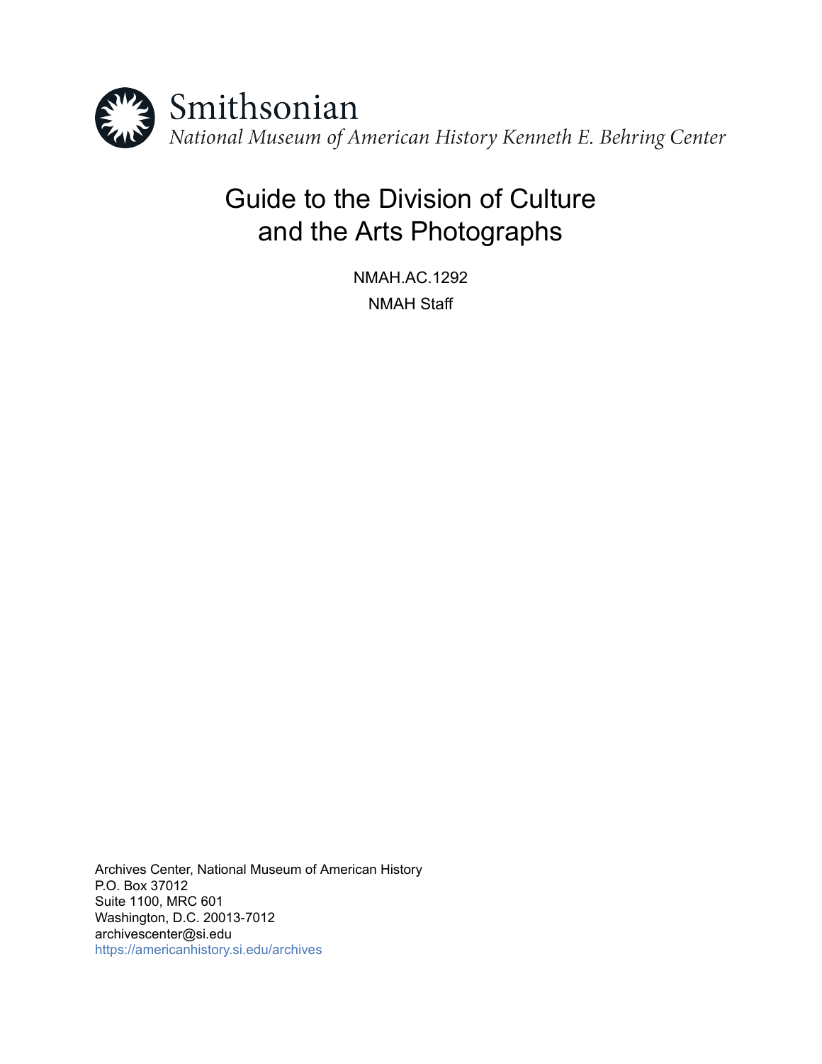Smithsonian

*National Museum of American History Kenneth E. Behring Center*

# Guide to the Division of Culture and the Arts Photographs

NMAH.AC.1292

NMAH Staff

Archives Center, National Museum of American History
P.O. Box 37012
Suite 1100, MRC 601
Washington, D.C. 20013-7012
archivescenter@si.edu
https://americanhistory.si.edu/archives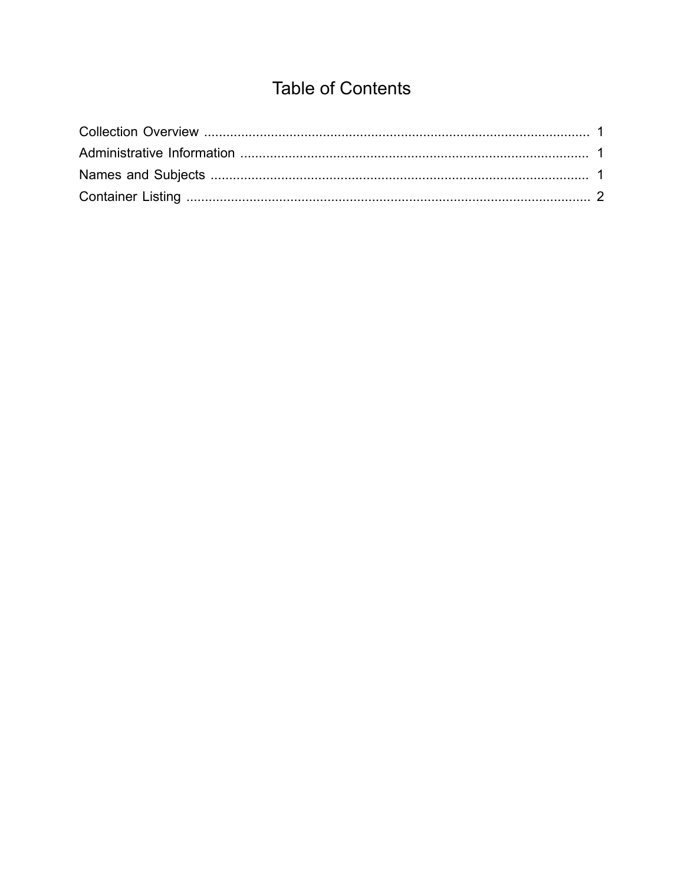# Table of Contents

Collection Overview ........................................................................................................ 1
Administrative Information ............................................................................................. 1
Names and Subjects ...................................................................................................... 1
Container Listing ............................................................................................................ 2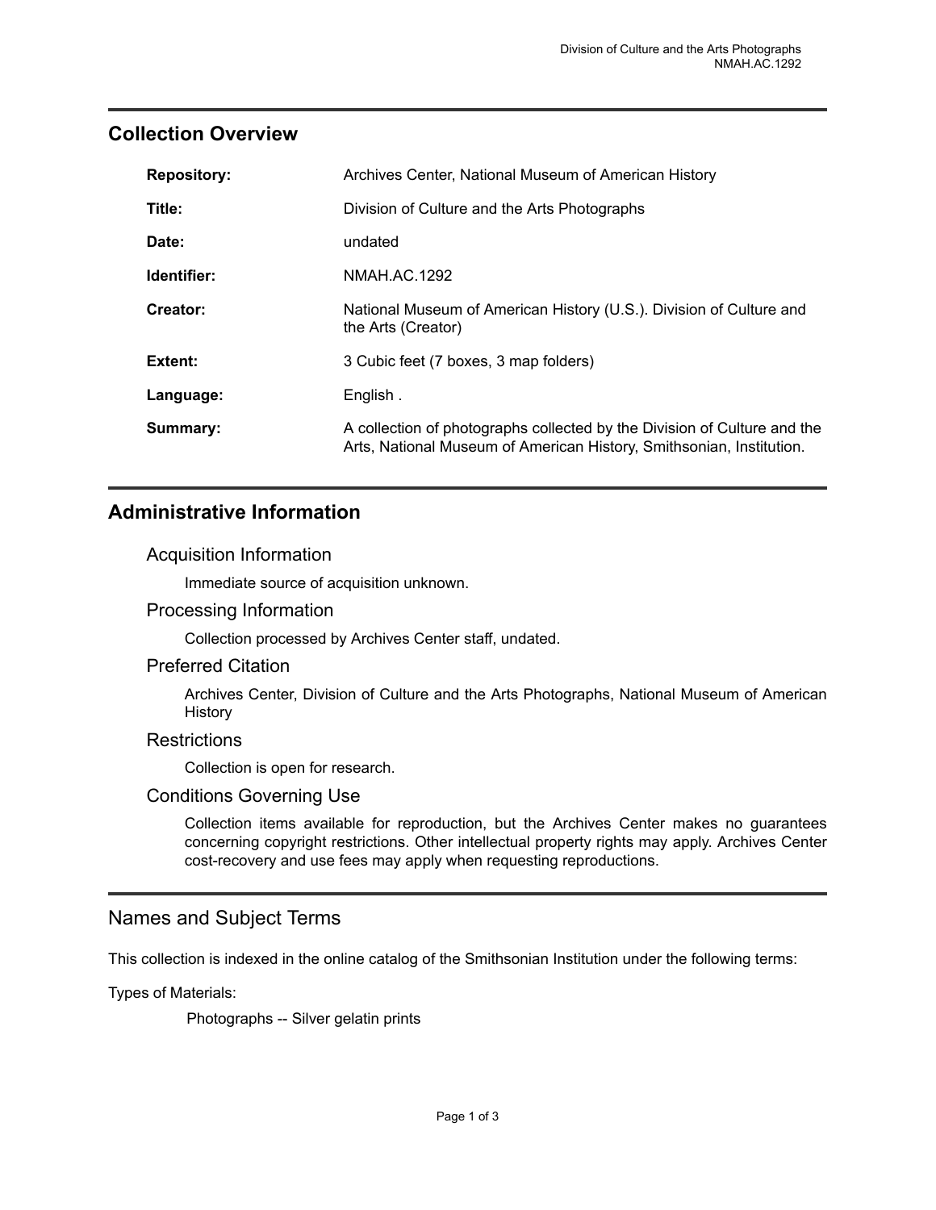## Collection Overview

| | |
|---|---|
| **Repository:** | Archives Center, National Museum of American History |
| **Title:** | Division of Culture and the Arts Photographs |
| **Date:** | undated |
| **Identifier:** | NMAH.AC.1292 |
| **Creator:** | National Museum of American History (U.S.). Division of Culture and the Arts (Creator) |
| **Extent:** | 3 Cubic feet (7 boxes, 3 map folders) |
| **Language:** | English . |
| **Summary:** | A collection of photographs collected by the Division of Culture and the Arts, National Museum of American History, Smithsonian, Institution. |

## Administrative Information

### Acquisition Information

Immediate source of acquisition unknown.

### Processing Information

Collection processed by Archives Center staff, undated.

### Preferred Citation

Archives Center, Division of Culture and the Arts Photographs, National Museum of American History

### Restrictions

Collection is open for research.

### Conditions Governing Use

Collection items available for reproduction, but the Archives Center makes no guarantees concerning copyright restrictions. Other intellectual property rights may apply. Archives Center cost-recovery and use fees may apply when requesting reproductions.

## Names and Subject Terms

This collection is indexed in the online catalog of the Smithsonian Institution under the following terms:

Types of Materials:

Photographs -- Silver gelatin prints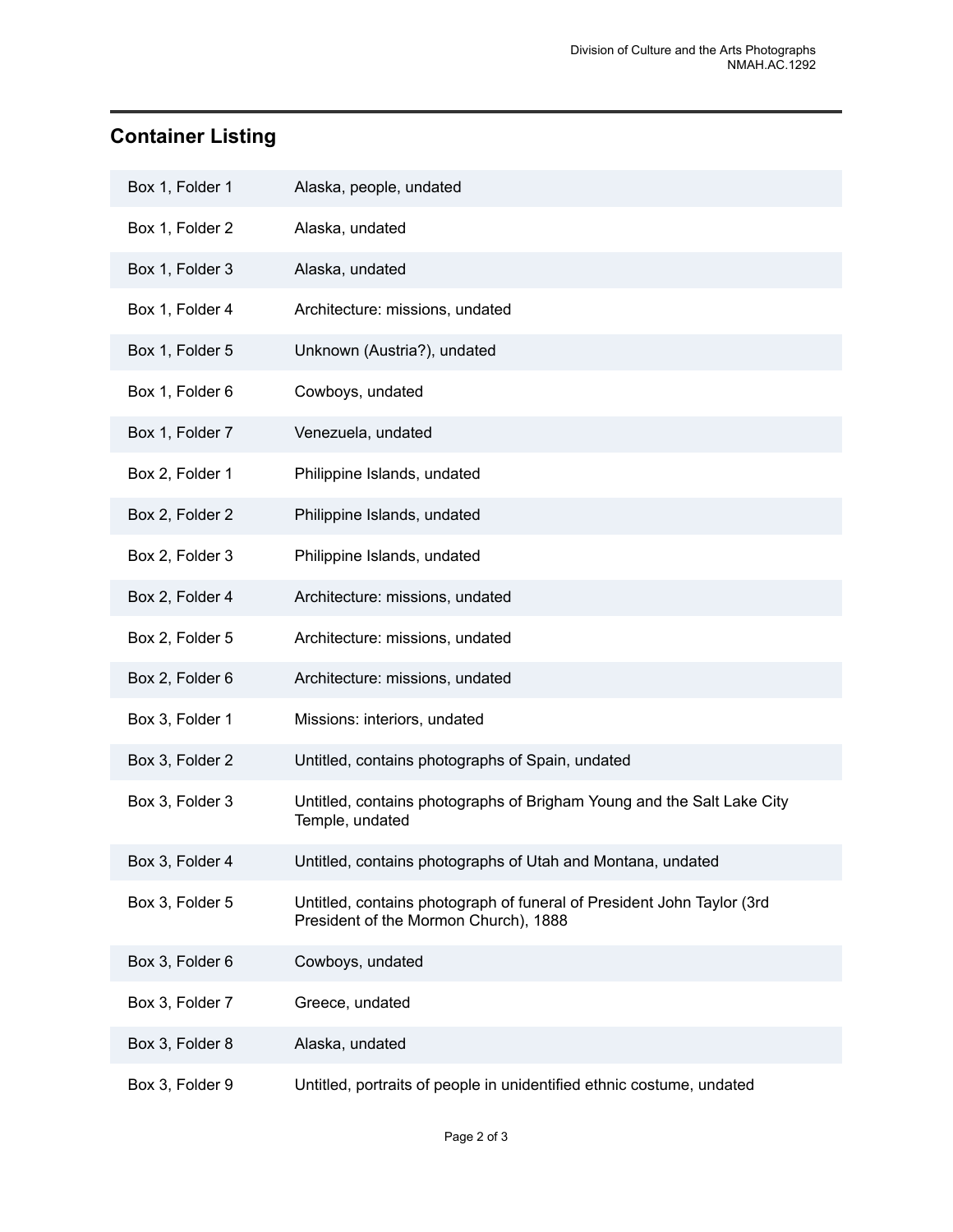## Container Listing

| | |
|---|---|
| Box 1, Folder 1 | Alaska, people, undated |
| Box 1, Folder 2 | Alaska, undated |
| Box 1, Folder 3 | Alaska, undated |
| Box 1, Folder 4 | Architecture: missions, undated |
| Box 1, Folder 5 | Unknown (Austria?), undated |
| Box 1, Folder 6 | Cowboys, undated |
| Box 1, Folder 7 | Venezuela, undated |
| Box 2, Folder 1 | Philippine Islands, undated |
| Box 2, Folder 2 | Philippine Islands, undated |
| Box 2, Folder 3 | Philippine Islands, undated |
| Box 2, Folder 4 | Architecture: missions, undated |
| Box 2, Folder 5 | Architecture: missions, undated |
| Box 2, Folder 6 | Architecture: missions, undated |
| Box 3, Folder 1 | Missions: interiors, undated |
| Box 3, Folder 2 | Untitled, contains photographs of Spain, undated |
| Box 3, Folder 3 | Untitled, contains photographs of Brigham Young and the Salt Lake City Temple, undated |
| Box 3, Folder 4 | Untitled, contains photographs of Utah and Montana, undated |
| Box 3, Folder 5 | Untitled, contains photograph of funeral of President John Taylor (3rd President of the Mormon Church), 1888 |
| Box 3, Folder 6 | Cowboys, undated |
| Box 3, Folder 7 | Greece, undated |
| Box 3, Folder 8 | Alaska, undated |
| Box 3, Folder 9 | Untitled, portraits of people in unidentified ethnic costume, undated |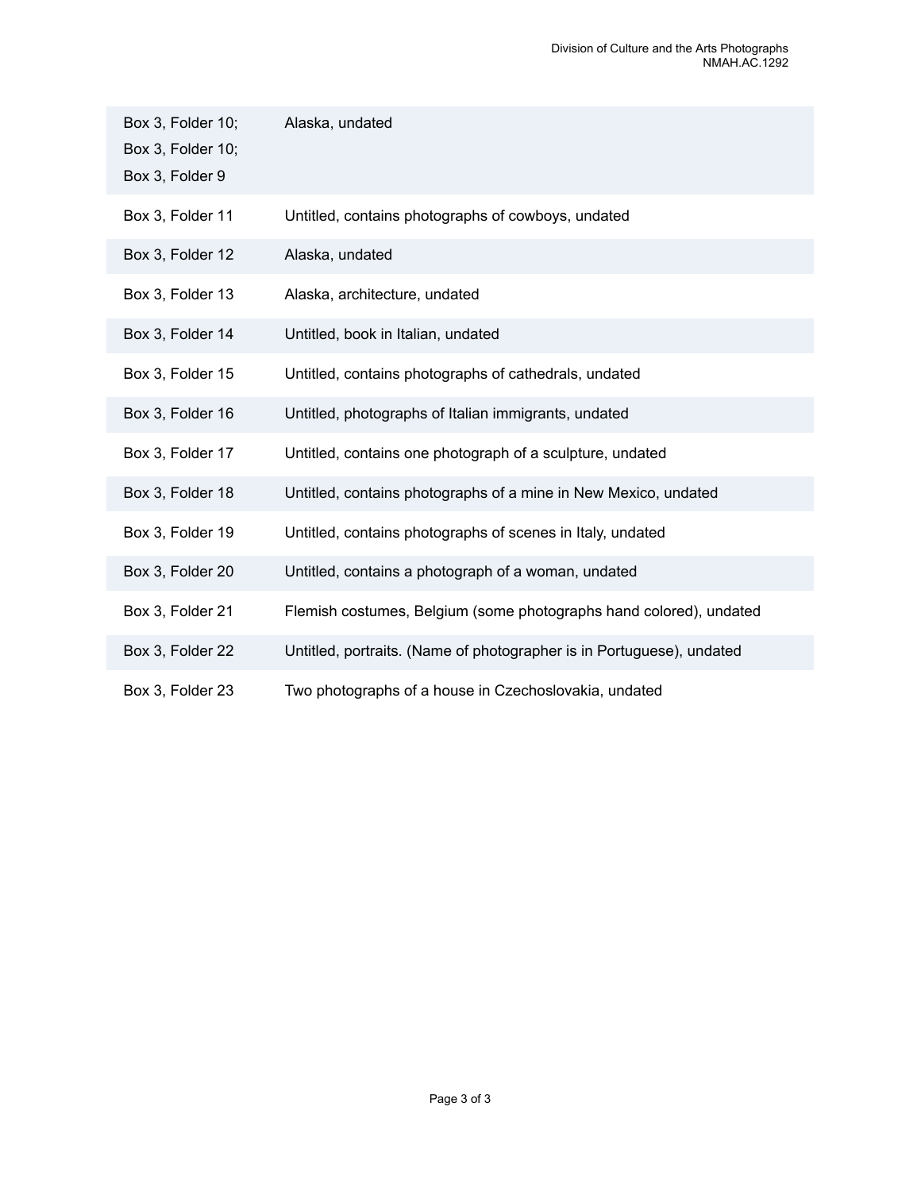| | |
|---|---|
| Box 3, Folder 10; Box 3, Folder 10; Box 3, Folder 9 | Alaska, undated |
| Box 3, Folder 11 | Untitled, contains photographs of cowboys, undated |
| Box 3, Folder 12 | Alaska, undated |
| Box 3, Folder 13 | Alaska, architecture, undated |
| Box 3, Folder 14 | Untitled, book in Italian, undated |
| Box 3, Folder 15 | Untitled, contains photographs of cathedrals, undated |
| Box 3, Folder 16 | Untitled, photographs of Italian immigrants, undated |
| Box 3, Folder 17 | Untitled, contains one photograph of a sculpture, undated |
| Box 3, Folder 18 | Untitled, contains photographs of a mine in New Mexico, undated |
| Box 3, Folder 19 | Untitled, contains photographs of scenes in Italy, undated |
| Box 3, Folder 20 | Untitled, contains a photograph of a woman, undated |
| Box 3, Folder 21 | Flemish costumes, Belgium (some photographs hand colored), undated |
| Box 3, Folder 22 | Untitled, portraits. (Name of photographer is in Portuguese), undated |
| Box 3, Folder 23 | Two photographs of a house in Czechoslovakia, undated |